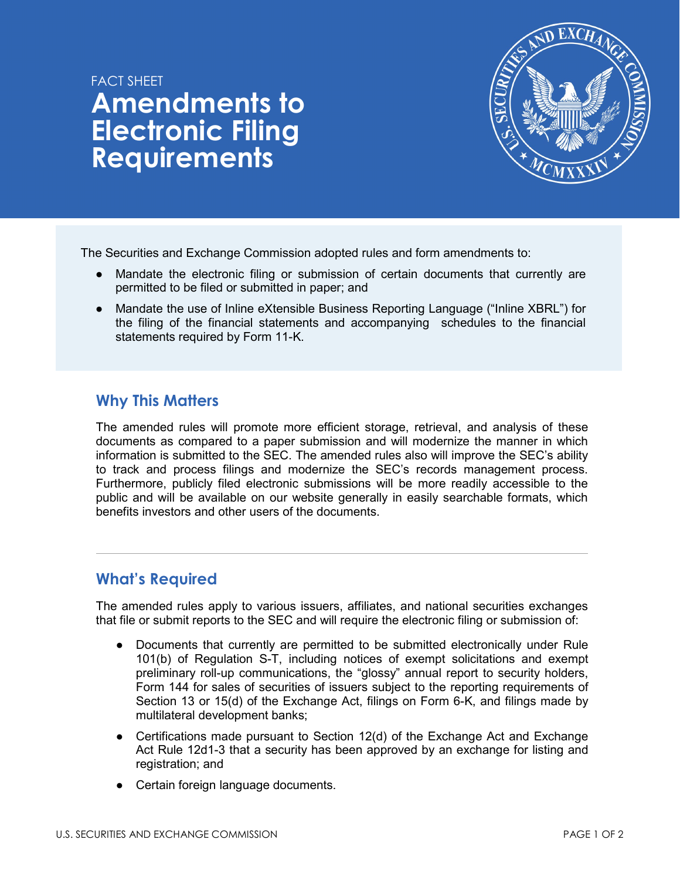FACT SHEET

# Amendments to Electronic Filing Requirements

The Securities and Exchange Commission adopted rules and form amendments to:

- Mandate the electronic filing or submission of certain documents that currently are permitted to be filed or submitted in paper; and
- Mandate the use of Inline eXtensible Business Reporting Language ("Inline XBRL") for the filing of the financial statements and accompanying schedules to the financial statements required by Form 11-K.

## Why This Matters

The amended rules will promote more efficient storage, retrieval, and analysis of these documents as compared to a paper submission and will modernize the manner in which information is submitted to the SEC. The amended rules also will improve the SEC's ability to track and process filings and modernize the SEC's records management process. Furthermore, publicly filed electronic submissions will be more readily accessible to the public and will be available on our website generally in easily searchable formats, which benefits investors and other users of the documents.

---

## What's Required

The amended rules apply to various issuers, affiliates, and national securities exchanges that file or submit reports to the SEC and will require the electronic filing or submission of:

- Documents that currently are permitted to be submitted electronically under Rule 101(b) of Regulation S-T, including notices of exempt solicitations and exempt preliminary roll-up communications, the "glossy" annual report to security holders, Form 144 for sales of securities of issuers subject to the reporting requirements of Section 13 or 15(d) of the Exchange Act, filings on Form 6-K, and filings made by multilateral development banks;
- Certifications made pursuant to Section 12(d) of the Exchange Act and Exchange Act Rule 12d1-3 that a security has been approved by an exchange for listing and registration; and
- Certain foreign language documents.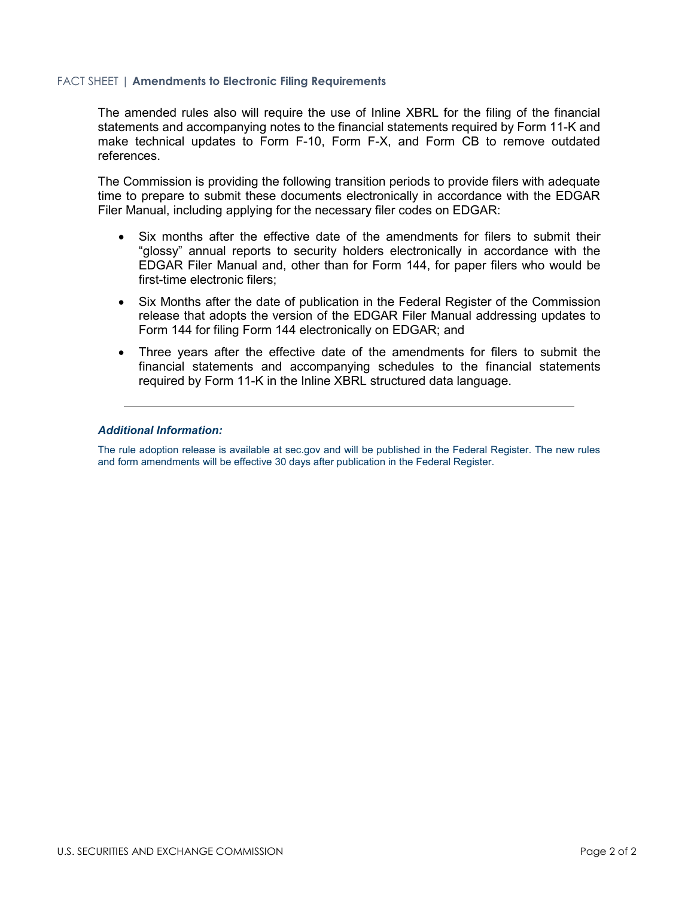The amended rules also will require the use of Inline XBRL for the filing of the financial statements and accompanying notes to the financial statements required by Form 11-K and make technical updates to Form F-10, Form F-X, and Form CB to remove outdated references.

The Commission is providing the following transition periods to provide filers with adequate time to prepare to submit these documents electronically in accordance with the EDGAR Filer Manual, including applying for the necessary filer codes on EDGAR:

- Six months after the effective date of the amendments for filers to submit their "glossy" annual reports to security holders electronically in accordance with the EDGAR Filer Manual and, other than for Form 144, for paper filers who would be first-time electronic filers;
- Six Months after the date of publication in the Federal Register of the Commission release that adopts the version of the EDGAR Filer Manual addressing updates to Form 144 for filing Form 144 electronically on EDGAR; and
- Three years after the effective date of the amendments for filers to submit the financial statements and accompanying schedules to the financial statements required by Form 11-K in the Inline XBRL structured data language.

---

***Additional Information:***

The rule adoption release is available at sec.gov and will be published in the Federal Register. The new rules and form amendments will be effective 30 days after publication in the Federal Register.